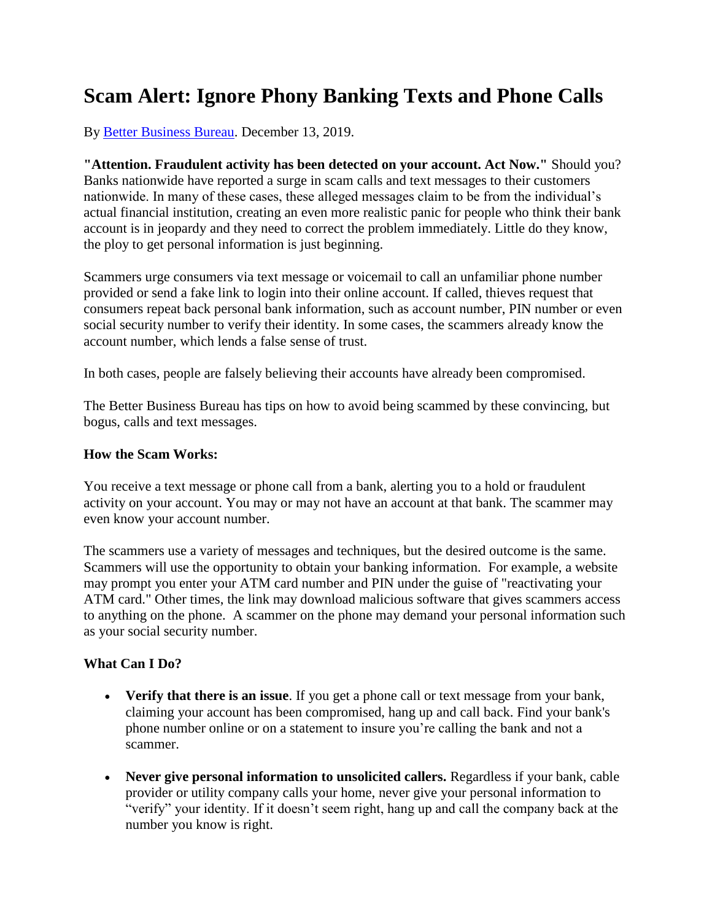# Scam Alert: Ignore Phony Banking Texts and Phone Calls

By [Better Business Bureau](). December 13, 2019.

**"Attention. Fraudulent activity has been detected on your account. Act Now."** Should you? Banks nationwide have reported a surge in scam calls and text messages to their customers nationwide. In many of these cases, these alleged messages claim to be from the individual's actual financial institution, creating an even more realistic panic for people who think their bank account is in jeopardy and they need to correct the problem immediately. Little do they know, the ploy to get personal information is just beginning.

Scammers urge consumers via text message or voicemail to call an unfamiliar phone number provided or send a fake link to login into their online account. If called, thieves request that consumers repeat back personal bank information, such as account number, PIN number or even social security number to verify their identity. In some cases, the scammers already know the account number, which lends a false sense of trust.

In both cases, people are falsely believing their accounts have already been compromised.

The Better Business Bureau has tips on how to avoid being scammed by these convincing, but bogus, calls and text messages.

**How the Scam Works:**

You receive a text message or phone call from a bank, alerting you to a hold or fraudulent activity on your account. You may or may not have an account at that bank. The scammer may even know your account number.

The scammers use a variety of messages and techniques, but the desired outcome is the same. Scammers will use the opportunity to obtain your banking information. For example, a website may prompt you enter your ATM card number and PIN under the guise of "reactivating your ATM card." Other times, the link may download malicious software that gives scammers access to anything on the phone. A scammer on the phone may demand your personal information such as your social security number.

**What Can I Do?**

- **Verify that there is an issue**. If you get a phone call or text message from your bank, claiming your account has been compromised, hang up and call back. Find your bank's phone number online or on a statement to insure you're calling the bank and not a scammer.
- **Never give personal information to unsolicited callers.** Regardless if your bank, cable provider or utility company calls your home, never give your personal information to "verify" your identity. If it doesn't seem right, hang up and call the company back at the number you know is right.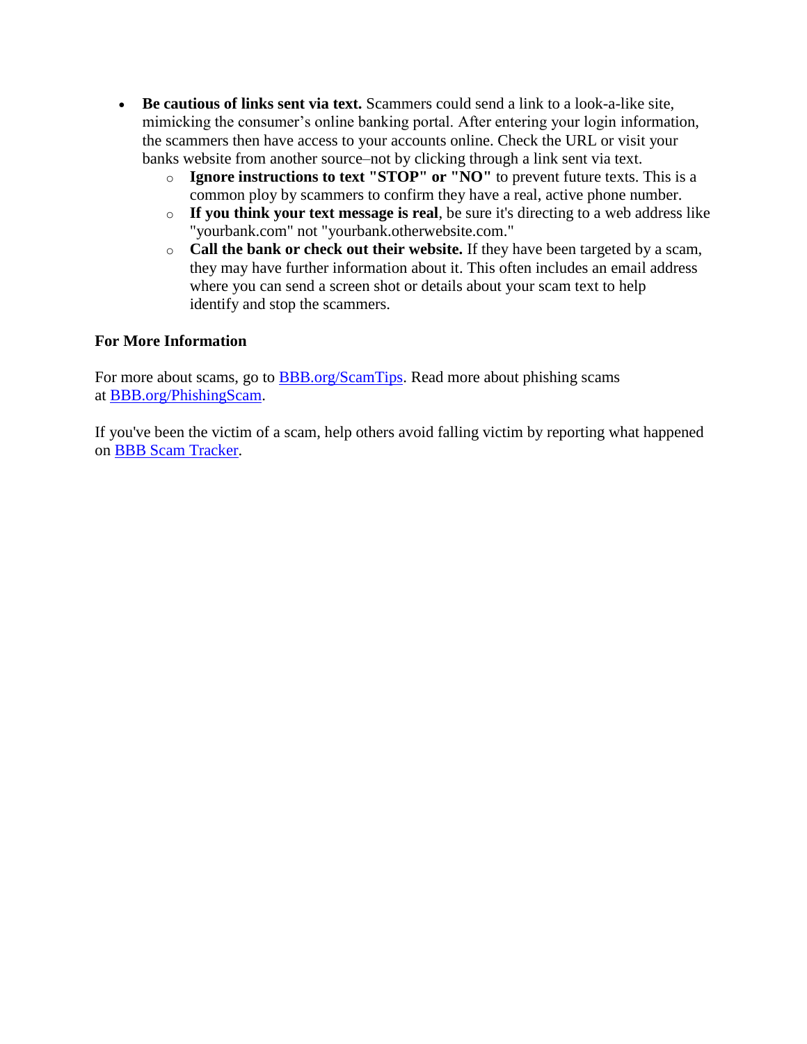- **Be cautious of links sent via text.** Scammers could send a link to a look-a-like site, mimicking the consumer's online banking portal. After entering your login information, the scammers then have access to your accounts online. Check the URL or visit your banks website from another source–not by clicking through a link sent via text.
  - **Ignore instructions to text "STOP" or "NO"** to prevent future texts. This is a common ploy by scammers to confirm they have a real, active phone number.
  - **If you think your text message is real**, be sure it's directing to a web address like "yourbank.com" not "yourbank.otherwebsite.com."
  - **Call the bank or check out their website.** If they have been targeted by a scam, they may have further information about it. This often includes an email address where you can send a screen shot or details about your scam text to help identify and stop the scammers.

**For More Information**

For more about scams, go to [BBB.org/ScamTips](BBB.org/ScamTips). Read more about phishing scams at [BBB.org/PhishingScam](BBB.org/PhishingScam).

If you've been the victim of a scam, help others avoid falling victim by reporting what happened on [BBB Scam Tracker](BBB Scam Tracker).